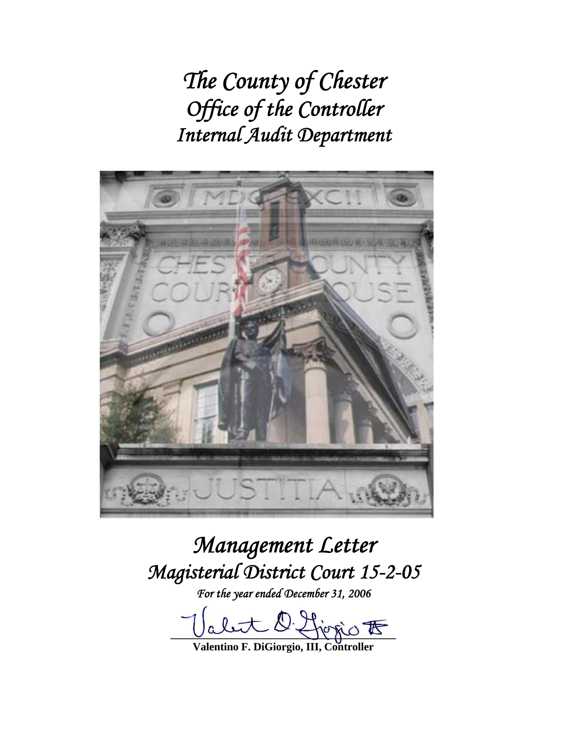# The County of Chester
# Office of the Controller
# Internal Audit Department

# Management Letter
# Magisterial District Court 15-2-05

*For the year ended December 31, 2006*

**Valentino F. DiGiorgio, III, Controller**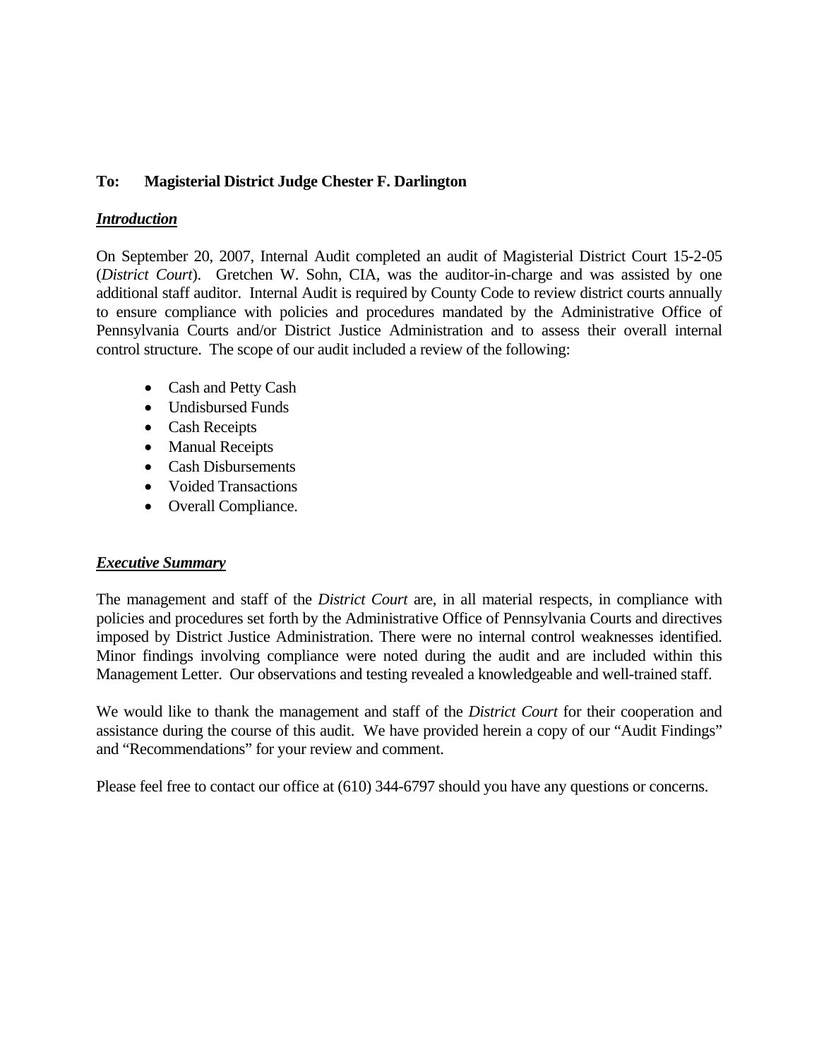**To: Magisterial District Judge Chester F. Darlington**

***Introduction***

On September 20, 2007, Internal Audit completed an audit of Magisterial District Court 15-2-05 (*District Court*). Gretchen W. Sohn, CIA, was the auditor-in-charge and was assisted by one additional staff auditor. Internal Audit is required by County Code to review district courts annually to ensure compliance with policies and procedures mandated by the Administrative Office of Pennsylvania Courts and/or District Justice Administration and to assess their overall internal control structure. The scope of our audit included a review of the following:

- Cash and Petty Cash
- Undisbursed Funds
- Cash Receipts
- Manual Receipts
- Cash Disbursements
- Voided Transactions
- Overall Compliance.

***Executive Summary***

The management and staff of the *District Court* are, in all material respects, in compliance with policies and procedures set forth by the Administrative Office of Pennsylvania Courts and directives imposed by District Justice Administration. There were no internal control weaknesses identified. Minor findings involving compliance were noted during the audit and are included within this Management Letter. Our observations and testing revealed a knowledgeable and well-trained staff.

We would like to thank the management and staff of the *District Court* for their cooperation and assistance during the course of this audit. We have provided herein a copy of our "Audit Findings" and "Recommendations" for your review and comment.

Please feel free to contact our office at (610) 344-6797 should you have any questions or concerns.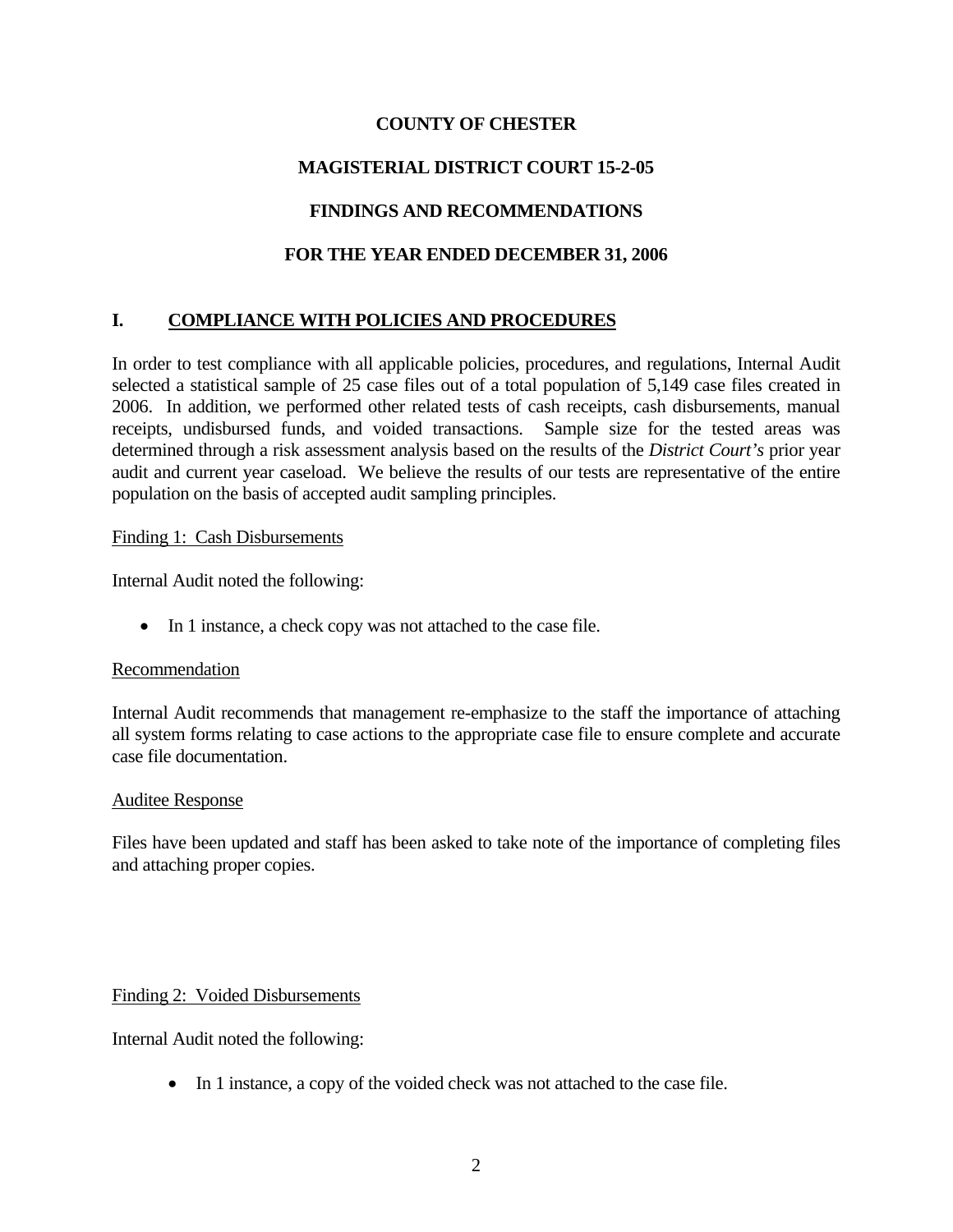**COUNTY OF CHESTER**

**MAGISTERIAL DISTRICT COURT 15-2-05**

**FINDINGS AND RECOMMENDATIONS**

**FOR THE YEAR ENDED DECEMBER 31, 2006**

## I. COMPLIANCE WITH POLICIES AND PROCEDURES

In order to test compliance with all applicable policies, procedures, and regulations, Internal Audit selected a statistical sample of 25 case files out of a total population of 5,149 case files created in 2006. In addition, we performed other related tests of cash receipts, cash disbursements, manual receipts, undisbursed funds, and voided transactions. Sample size for the tested areas was determined through a risk assessment analysis based on the results of the *District Court's* prior year audit and current year caseload. We believe the results of our tests are representative of the entire population on the basis of accepted audit sampling principles.

Finding 1: Cash Disbursements

Internal Audit noted the following:

- In 1 instance, a check copy was not attached to the case file.

Recommendation

Internal Audit recommends that management re-emphasize to the staff the importance of attaching all system forms relating to case actions to the appropriate case file to ensure complete and accurate case file documentation.

Auditee Response

Files have been updated and staff has been asked to take note of the importance of completing files and attaching proper copies.

Finding 2: Voided Disbursements

Internal Audit noted the following:

- In 1 instance, a copy of the voided check was not attached to the case file.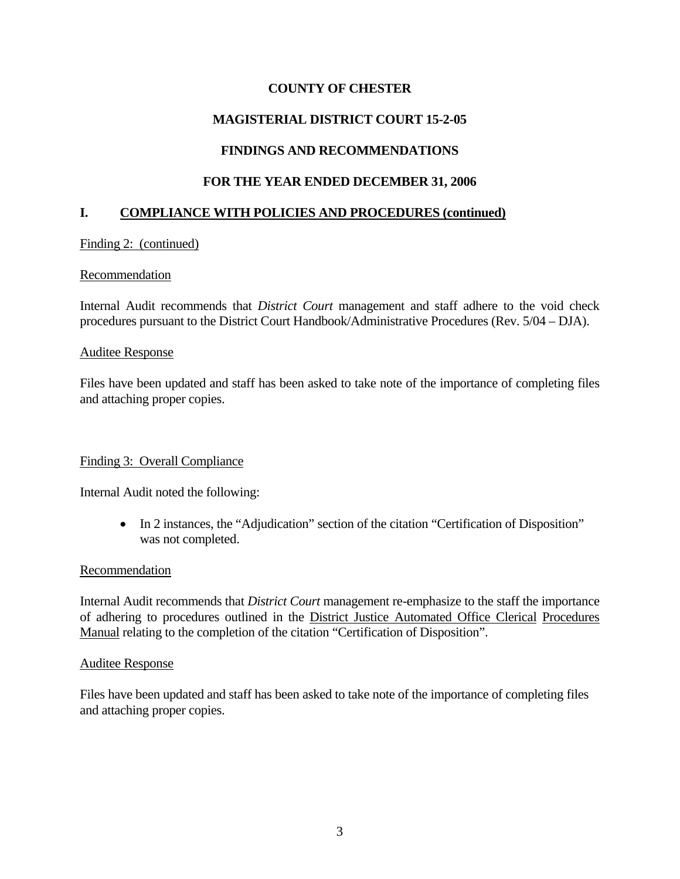**COUNTY OF CHESTER**

**MAGISTERIAL DISTRICT COURT 15-2-05**

**FINDINGS AND RECOMMENDATIONS**

**FOR THE YEAR ENDED DECEMBER 31, 2006**

## I. COMPLIANCE WITH POLICIES AND PROCEDURES (continued)

Finding 2: (continued)

Recommendation

Internal Audit recommends that *District Court* management and staff adhere to the void check procedures pursuant to the District Court Handbook/Administrative Procedures (Rev. 5/04 – DJA).

Auditee Response

Files have been updated and staff has been asked to take note of the importance of completing files and attaching proper copies.

Finding 3: Overall Compliance

Internal Audit noted the following:

- In 2 instances, the "Adjudication" section of the citation "Certification of Disposition" was not completed.

Recommendation

Internal Audit recommends that *District Court* management re-emphasize to the staff the importance of adhering to procedures outlined in the District Justice Automated Office Clerical Procedures Manual relating to the completion of the citation "Certification of Disposition".

Auditee Response

Files have been updated and staff has been asked to take note of the importance of completing files and attaching proper copies.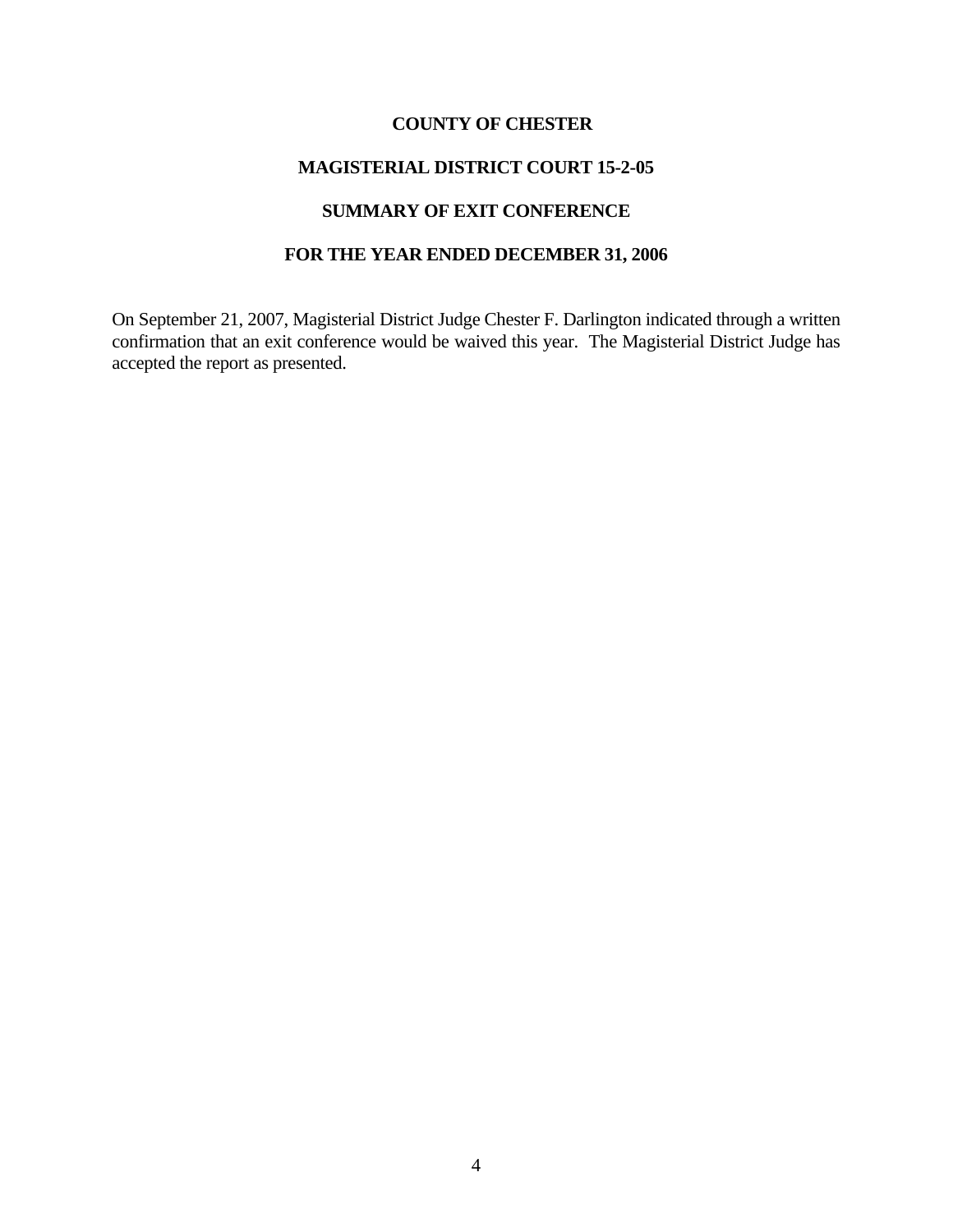**COUNTY OF CHESTER**

**MAGISTERIAL DISTRICT COURT 15-2-05**

**SUMMARY OF EXIT CONFERENCE**

**FOR THE YEAR ENDED DECEMBER 31, 2006**

On September 21, 2007, Magisterial District Judge Chester F. Darlington indicated through a written confirmation that an exit conference would be waived this year. The Magisterial District Judge has accepted the report as presented.